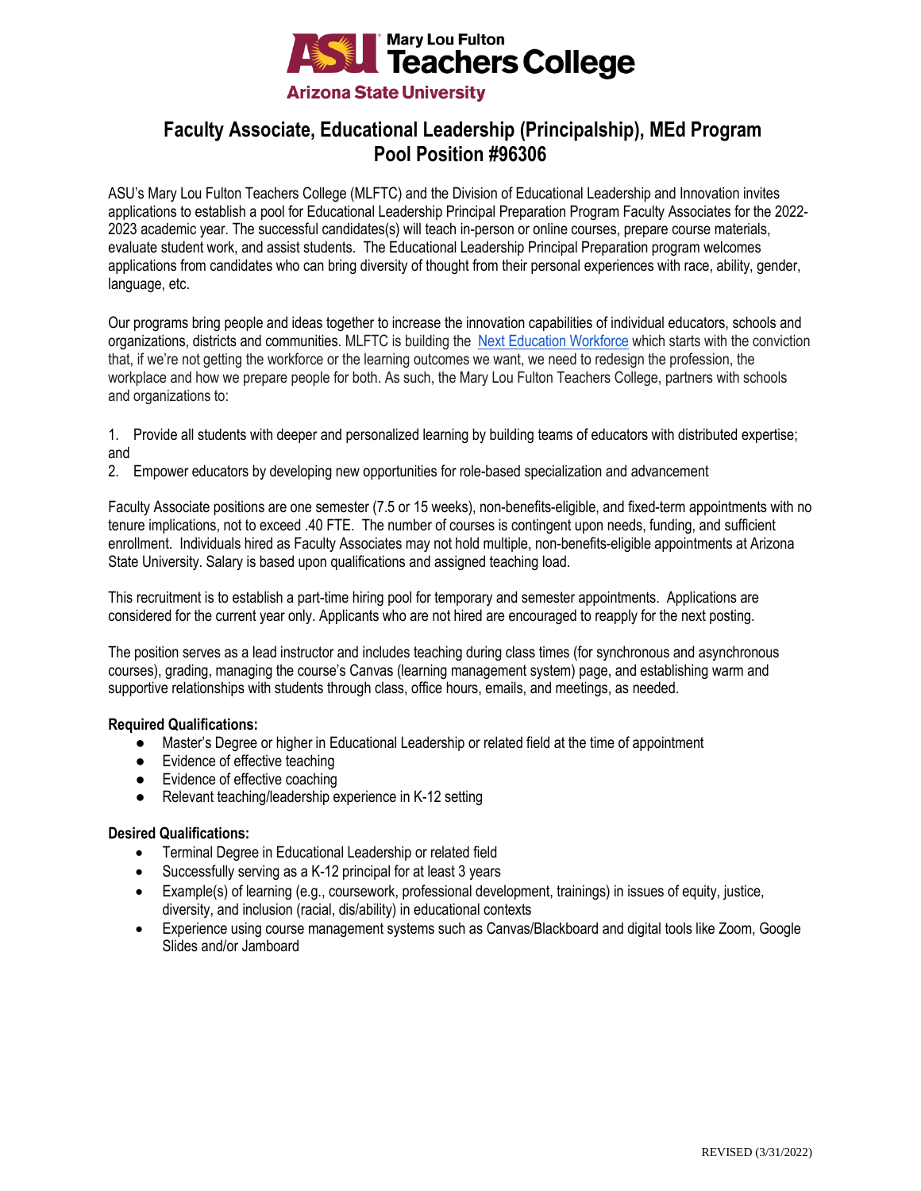Mary Lou Fulton Teachers College
Arizona State University

# Faculty Associate, Educational Leadership (Principalship), MEd Program
# Pool Position #96306

ASU's Mary Lou Fulton Teachers College (MLFTC) and the Division of Educational Leadership and Innovation invites applications to establish a pool for Educational Leadership Principal Preparation Program Faculty Associates for the 2022-2023 academic year. The successful candidates(s) will teach in-person or online courses, prepare course materials, evaluate student work, and assist students. The Educational Leadership Principal Preparation program welcomes applications from candidates who can bring diversity of thought from their personal experiences with race, ability, gender, language, etc.

Our programs bring people and ideas together to increase the innovation capabilities of individual educators, schools and organizations, districts and communities. MLFTC is building the Next Education Workforce which starts with the conviction that, if we're not getting the workforce or the learning outcomes we want, we need to redesign the profession, the workplace and how we prepare people for both. As such, the Mary Lou Fulton Teachers College, partners with schools and organizations to:

1. Provide all students with deeper and personalized learning by building teams of educators with distributed expertise; and
2. Empower educators by developing new opportunities for role-based specialization and advancement

Faculty Associate positions are one semester (7.5 or 15 weeks), non-benefits-eligible, and fixed-term appointments with no tenure implications, not to exceed .40 FTE. The number of courses is contingent upon needs, funding, and sufficient enrollment. Individuals hired as Faculty Associates may not hold multiple, non-benefits-eligible appointments at Arizona State University. Salary is based upon qualifications and assigned teaching load.

This recruitment is to establish a part-time hiring pool for temporary and semester appointments. Applications are considered for the current year only. Applicants who are not hired are encouraged to reapply for the next posting.

The position serves as a lead instructor and includes teaching during class times (for synchronous and asynchronous courses), grading, managing the course's Canvas (learning management system) page, and establishing warm and supportive relationships with students through class, office hours, emails, and meetings, as needed.

**Required Qualifications:**

- Master's Degree or higher in Educational Leadership or related field at the time of appointment
- Evidence of effective teaching
- Evidence of effective coaching
- Relevant teaching/leadership experience in K-12 setting

**Desired Qualifications:**

- Terminal Degree in Educational Leadership or related field
- Successfully serving as a K-12 principal for at least 3 years
- Example(s) of learning (e.g., coursework, professional development, trainings) in issues of equity, justice, diversity, and inclusion (racial, dis/ability) in educational contexts
- Experience using course management systems such as Canvas/Blackboard and digital tools like Zoom, Google Slides and/or Jamboard

REVISED (3/31/2022)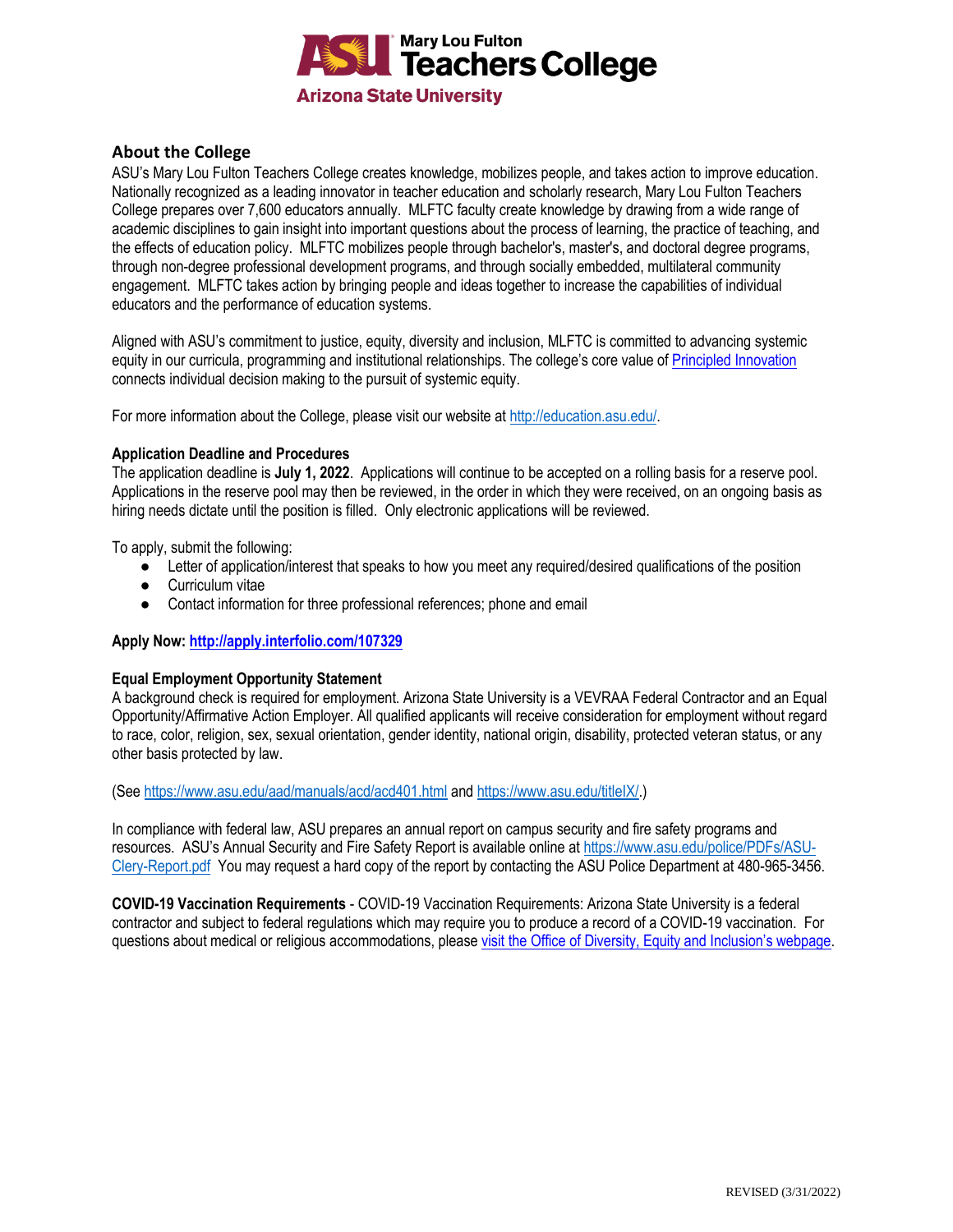Mary Lou Fulton Teachers College

Arizona State University

## About the College

ASU's Mary Lou Fulton Teachers College creates knowledge, mobilizes people, and takes action to improve education. Nationally recognized as a leading innovator in teacher education and scholarly research, Mary Lou Fulton Teachers College prepares over 7,600 educators annually. MLFTC faculty create knowledge by drawing from a wide range of academic disciplines to gain insight into important questions about the process of learning, the practice of teaching, and the effects of education policy. MLFTC mobilizes people through bachelor's, master's, and doctoral degree programs, through non-degree professional development programs, and through socially embedded, multilateral community engagement. MLFTC takes action by bringing people and ideas together to increase the capabilities of individual educators and the performance of education systems.

Aligned with ASU's commitment to justice, equity, diversity and inclusion, MLFTC is committed to advancing systemic equity in our curricula, programming and institutional relationships. The college's core value of Principled Innovation connects individual decision making to the pursuit of systemic equity.

For more information about the College, please visit our website at http://education.asu.edu/.

**Application Deadline and Procedures**

The application deadline is **July 1, 2022**. Applications will continue to be accepted on a rolling basis for a reserve pool. Applications in the reserve pool may then be reviewed, in the order in which they were received, on an ongoing basis as hiring needs dictate until the position is filled. Only electronic applications will be reviewed.

To apply, submit the following:

- Letter of application/interest that speaks to how you meet any required/desired qualifications of the position
- Curriculum vitae
- Contact information for three professional references; phone and email

**Apply Now: http://apply.interfolio.com/107329**

**Equal Employment Opportunity Statement**

A background check is required for employment. Arizona State University is a VEVRAA Federal Contractor and an Equal Opportunity/Affirmative Action Employer. All qualified applicants will receive consideration for employment without regard to race, color, religion, sex, sexual orientation, gender identity, national origin, disability, protected veteran status, or any other basis protected by law.

(See https://www.asu.edu/aad/manuals/acd/acd401.html and https://www.asu.edu/titleIX/.)

In compliance with federal law, ASU prepares an annual report on campus security and fire safety programs and resources. ASU's Annual Security and Fire Safety Report is available online at https://www.asu.edu/police/PDFs/ASU-Clery-Report.pdf You may request a hard copy of the report by contacting the ASU Police Department at 480-965-3456.

**COVID-19 Vaccination Requirements** - COVID-19 Vaccination Requirements: Arizona State University is a federal contractor and subject to federal regulations which may require you to produce a record of a COVID-19 vaccination. For questions about medical or religious accommodations, please visit the Office of Diversity, Equity and Inclusion's webpage.

REVISED (3/31/2022)